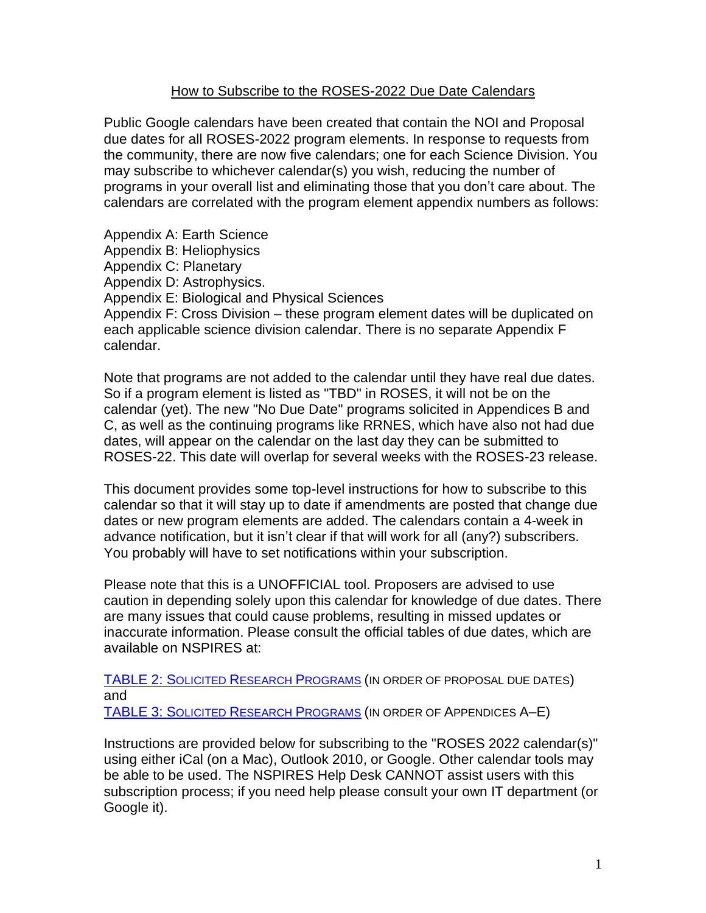# How to Subscribe to the ROSES-2022 Due Date Calendars

Public Google calendars have been created that contain the NOI and Proposal due dates for all ROSES-2022 program elements. In response to requests from the community, there are now five calendars; one for each Science Division. You may subscribe to whichever calendar(s) you wish, reducing the number of programs in your overall list and eliminating those that you don't care about. The calendars are correlated with the program element appendix numbers as follows:

Appendix A: Earth Science
Appendix B: Heliophysics
Appendix C: Planetary
Appendix D: Astrophysics.
Appendix E: Biological and Physical Sciences
Appendix F: Cross Division – these program element dates will be duplicated on each applicable science division calendar. There is no separate Appendix F calendar.

Note that programs are not added to the calendar until they have real due dates. So if a program element is listed as "TBD" in ROSES, it will not be on the calendar (yet). The new "No Due Date" programs solicited in Appendices B and C, as well as the continuing programs like RRNES, which have also not had due dates, will appear on the calendar on the last day they can be submitted to ROSES-22. This date will overlap for several weeks with the ROSES-23 release.

This document provides some top-level instructions for how to subscribe to this calendar so that it will stay up to date if amendments are posted that change due dates or new program elements are added. The calendars contain a 4-week in advance notification, but it isn't clear if that will work for all (any?) subscribers. You probably will have to set notifications within your subscription.

Please note that this is a UNOFFICIAL tool. Proposers are advised to use caution in depending solely upon this calendar for knowledge of due dates. There are many issues that could cause problems, resulting in missed updates or inaccurate information. Please consult the official tables of due dates, which are available on NSPIRES at:

TABLE 2: SOLICITED RESEARCH PROGRAMS (IN ORDER OF PROPOSAL DUE DATES)
and
TABLE 3: SOLICITED RESEARCH PROGRAMS (IN ORDER OF APPENDICES A–E)

Instructions are provided below for subscribing to the "ROSES 2022 calendar(s)" using either iCal (on a Mac), Outlook 2010, or Google. Other calendar tools may be able to be used. The NSPIRES Help Desk CANNOT assist users with this subscription process; if you need help please consult your own IT department (or Google it).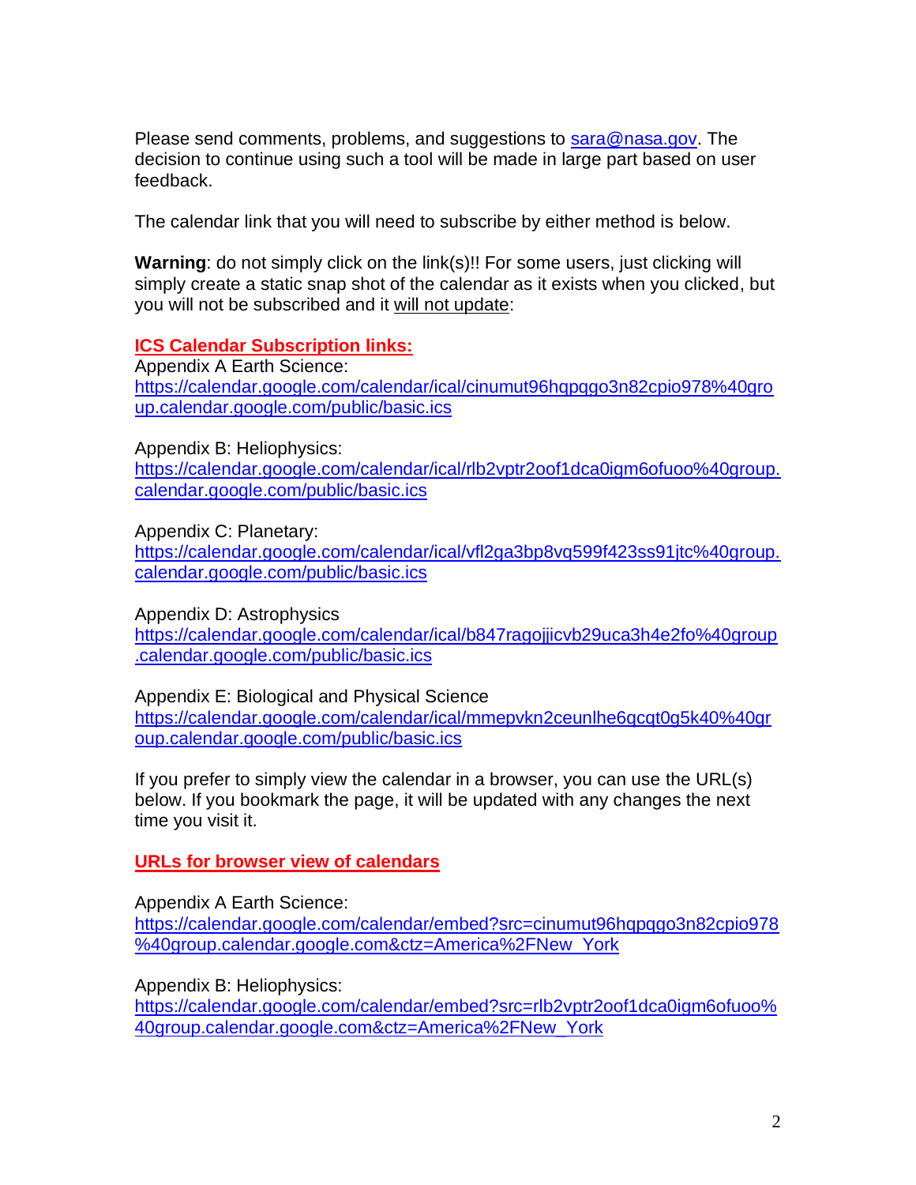Please send comments, problems, and suggestions to sara@nasa.gov. The decision to continue using such a tool will be made in large part based on user feedback.

The calendar link that you will need to subscribe by either method is below.

**Warning**: do not simply click on the link(s)!! For some users, just clicking will simply create a static snap shot of the calendar as it exists when you clicked, but you will not be subscribed and it will not update:

**ICS Calendar Subscription links:**

Appendix A Earth Science:
https://calendar.google.com/calendar/ical/cinumut96hqpqgo3n82cpio978%40group.calendar.google.com/public/basic.ics

Appendix B: Heliophysics:
https://calendar.google.com/calendar/ical/rlb2vptr2oof1dca0igm6ofuoo%40group.calendar.google.com/public/basic.ics

Appendix C: Planetary:
https://calendar.google.com/calendar/ical/vfl2ga3bp8vq599f423ss91jtc%40group.calendar.google.com/public/basic.ics

Appendix D: Astrophysics
https://calendar.google.com/calendar/ical/b847ragojjicvb29uca3h4e2fo%40group.calendar.google.com/public/basic.ics

Appendix E: Biological and Physical Science
https://calendar.google.com/calendar/ical/mmepvkn2ceunlhe6qcqt0g5k40%40group.calendar.google.com/public/basic.ics

If you prefer to simply view the calendar in a browser, you can use the URL(s) below. If you bookmark the page, it will be updated with any changes the next time you visit it.

**URLs for browser view of calendars**

Appendix A Earth Science:
https://calendar.google.com/calendar/embed?src=cinumut96hqpqgo3n82cpio978%40group.calendar.google.com&ctz=America%2FNew_York

Appendix B: Heliophysics:
https://calendar.google.com/calendar/embed?src=rlb2vptr2oof1dca0igm6ofuoo%40group.calendar.google.com&ctz=America%2FNew_York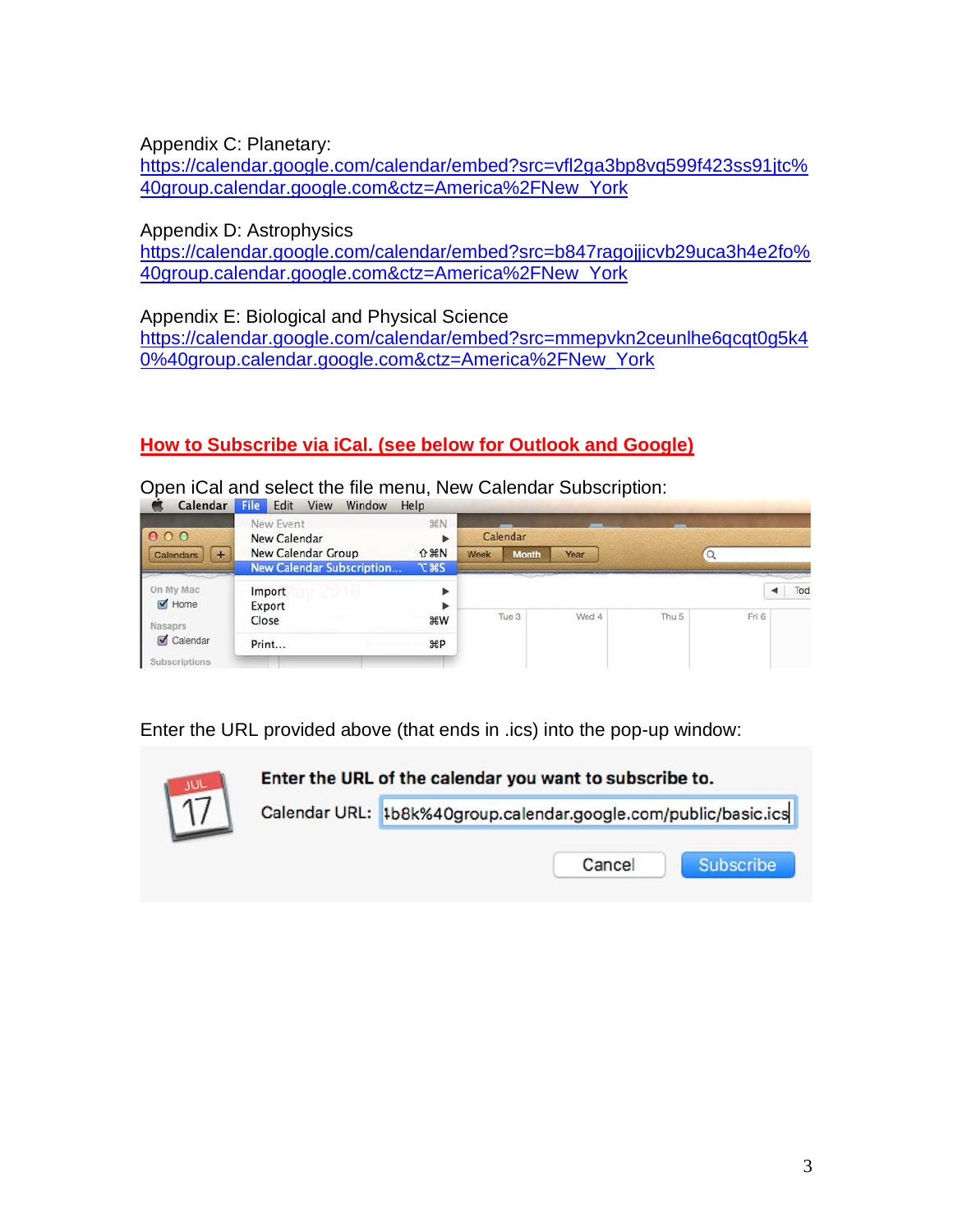Appendix C: Planetary:
https://calendar.google.com/calendar/embed?src=vfl2ga3bp8vq599f423ss91jtc%40group.calendar.google.com&ctz=America%2FNew_York

Appendix D: Astrophysics
https://calendar.google.com/calendar/embed?src=b847ragojjicvb29uca3h4e2fo%40group.calendar.google.com&ctz=America%2FNew_York

Appendix E: Biological and Physical Science
https://calendar.google.com/calendar/embed?src=mmepvkn2ceunlhe6qcqt0g5k40%40group.calendar.google.com&ctz=America%2FNew_York

**How to Subscribe via iCal. (see below for Outlook and Google)**

Open iCal and select the file menu, New Calendar Subscription:

Enter the URL provided above (that ends in .ics) into the pop-up window: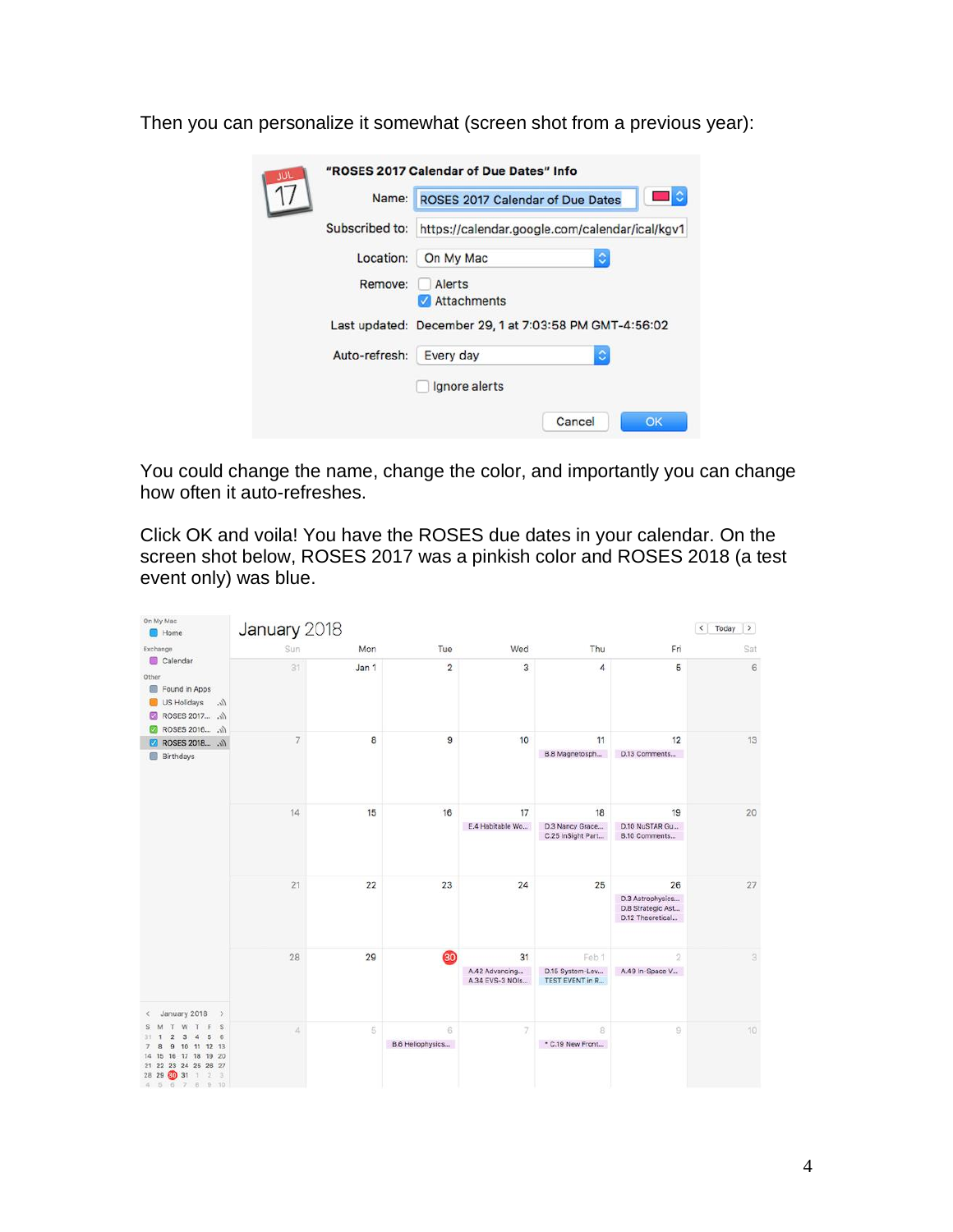Then you can personalize it somewhat (screen shot from a previous year):

You could change the name, change the color, and importantly you can change how often it auto-refreshes.

Click OK and voila! You have the ROSES due dates in your calendar. On the screen shot below, ROSES 2017 was a pinkish color and ROSES 2018 (a test event only) was blue.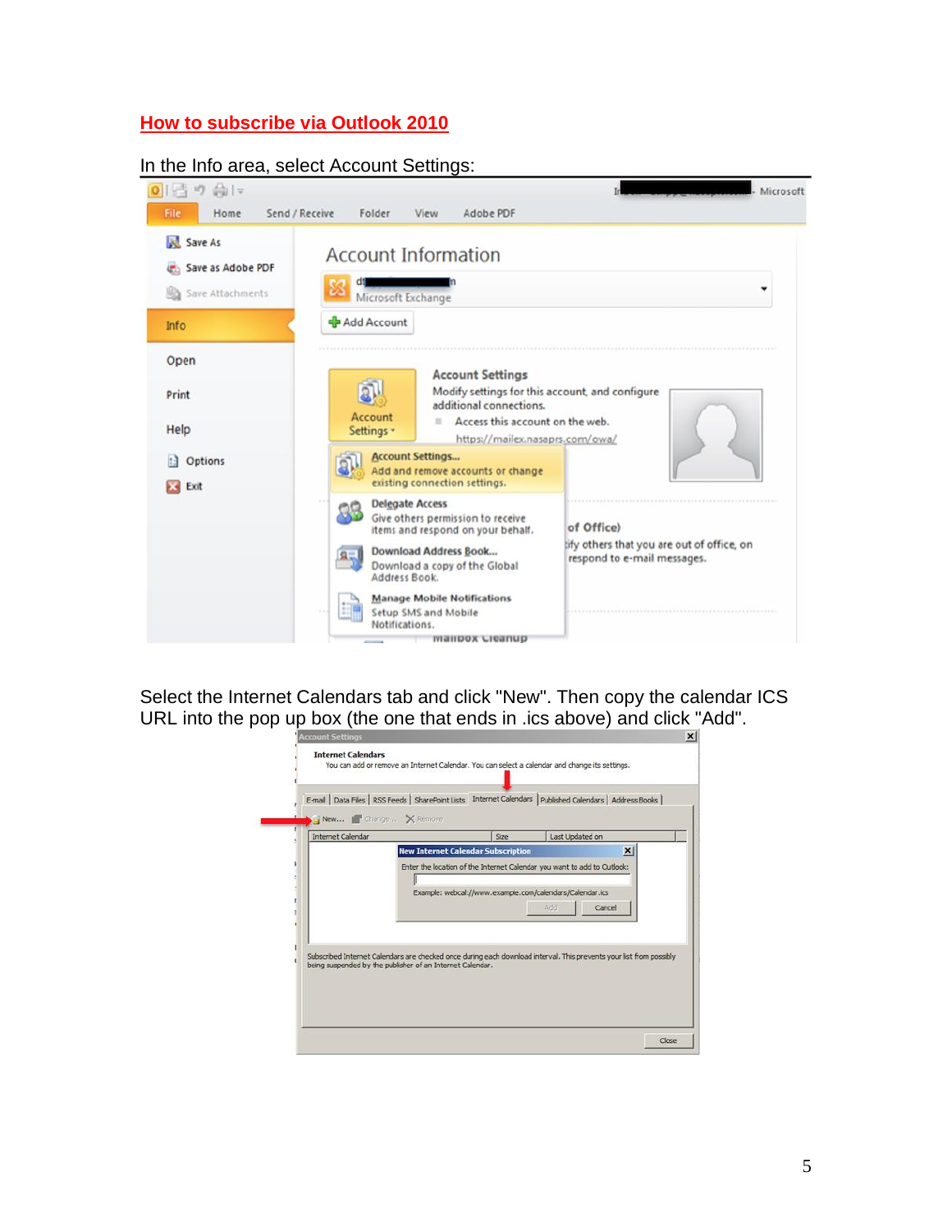## How to subscribe via Outlook 2010

In the Info area, select Account Settings:

Select the Internet Calendars tab and click "New". Then copy the calendar ICS URL into the pop up box (the one that ends in .ics above) and click "Add".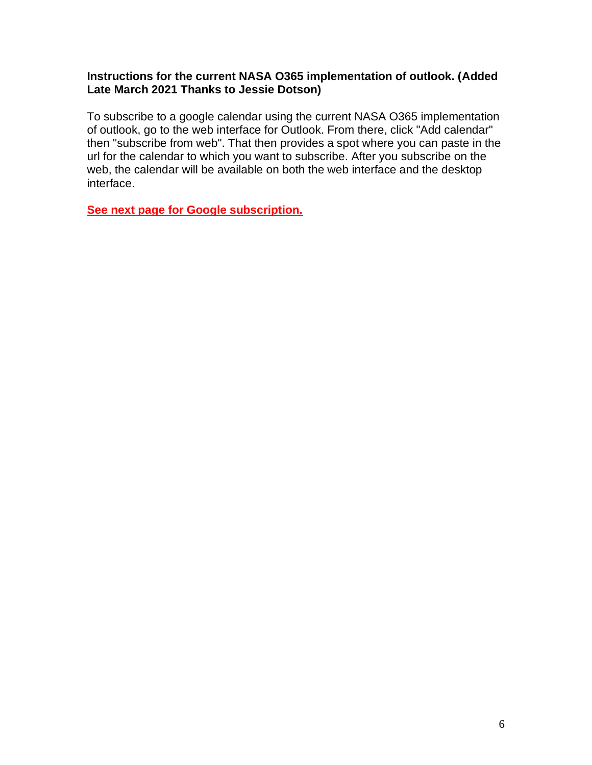**Instructions for the current NASA O365 implementation of outlook. (Added Late March 2021 Thanks to Jessie Dotson)**

To subscribe to a google calendar using the current NASA O365 implementation of outlook, go to the web interface for Outlook. From there, click "Add calendar" then "subscribe from web". That then provides a spot where you can paste in the url for the calendar to which you want to subscribe. After you subscribe on the web, the calendar will be available on both the web interface and the desktop interface.

**See next page for Google subscription.**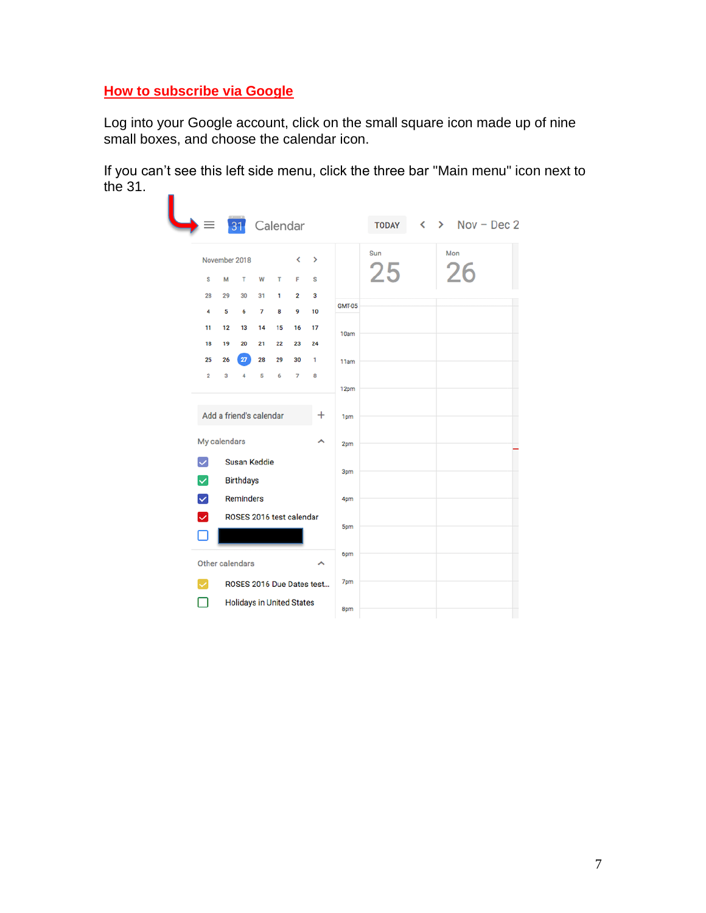## How to subscribe via Google

Log into your Google account, click on the small square icon made up of nine small boxes, and choose the calendar icon.

If you can't see this left side menu, click the three bar "Main menu" icon next to the 31.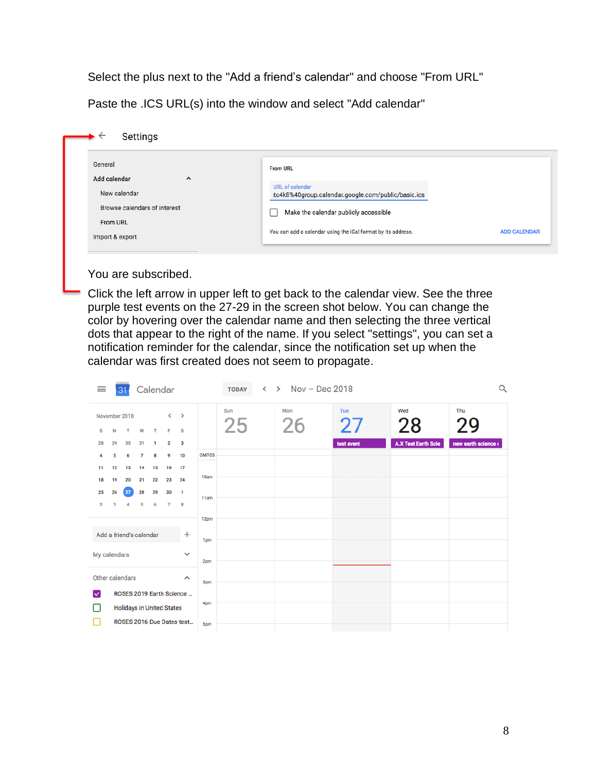Select the plus next to the "Add a friend's calendar" and choose "From URL"

Paste the .ICS URL(s) into the window and select "Add calendar"

You are subscribed.

Click the left arrow in upper left to get back to the calendar view. See the three purple test events on the 27-29 in the screen shot below. You can change the color by hovering over the calendar name and then selecting the three vertical dots that appear to the right of the name. If you select "settings", you can set a notification reminder for the calendar, since the notification set up when the calendar was first created does not seem to propagate.